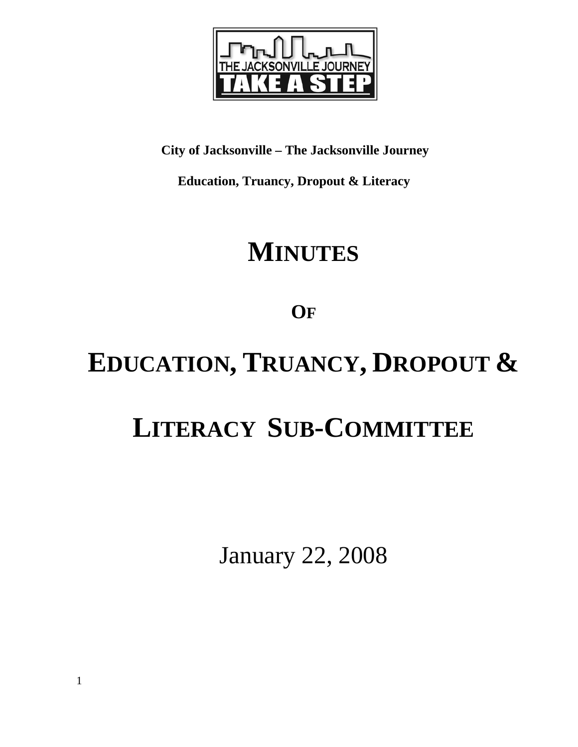**City of Jacksonville – The Jacksonville Journey**

**Education, Truancy, Dropout & Literacy**

# MINUTES

## OF

# EDUCATION, TRUANCY, DROPOUT & LITERACY SUB-COMMITTEE

January 22, 2008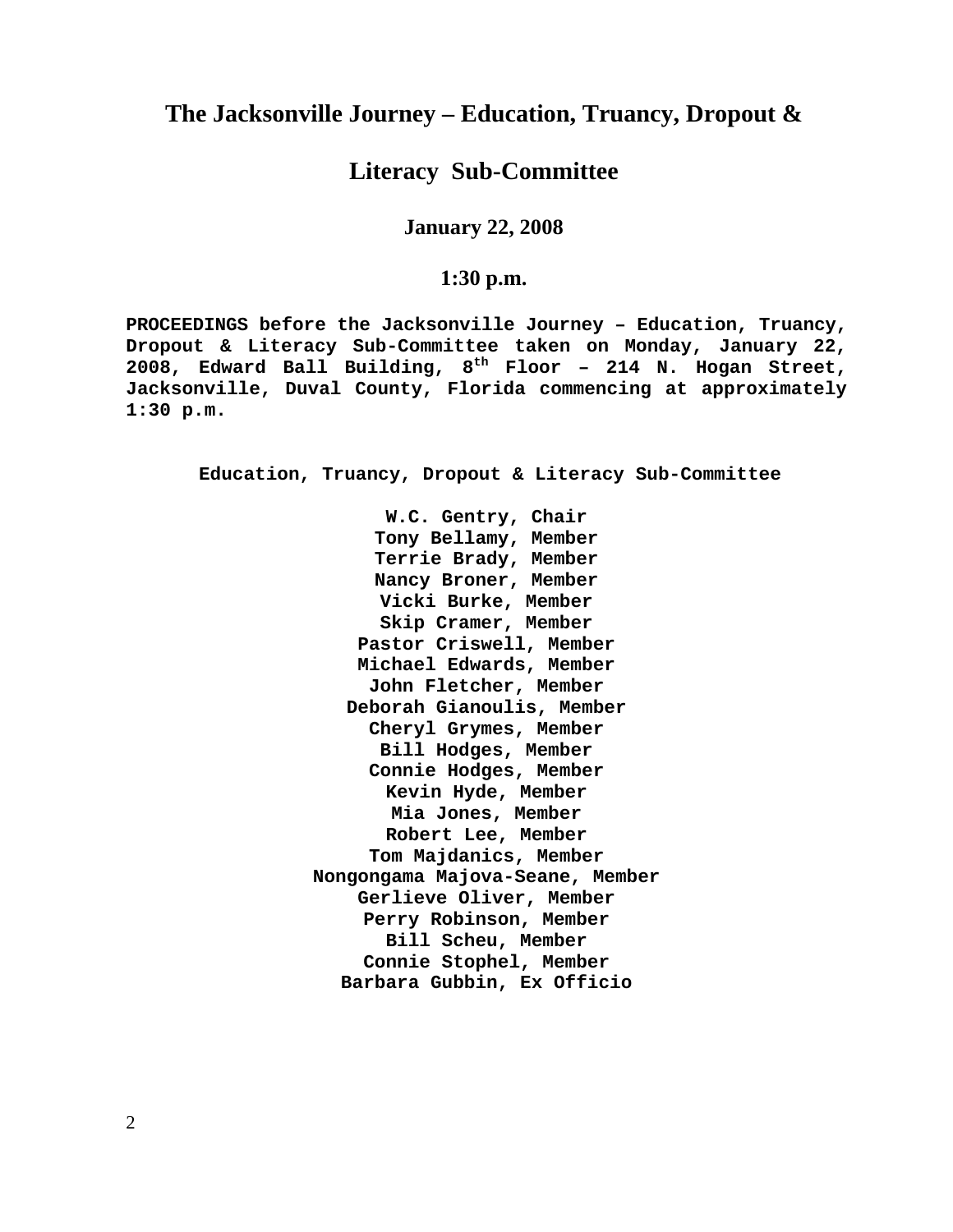# The Jacksonville Journey – Education, Truancy, Dropout &

# Literacy Sub-Committee

**January 22, 2008**

**1:30 p.m.**

**PROCEEDINGS before the Jacksonville Journey – Education, Truancy, Dropout & Literacy Sub-Committee taken on Monday, January 22, 2008, Edward Ball Building, 8th Floor – 214 N. Hogan Street, Jacksonville, Duval County, Florida commencing at approximately 1:30 p.m.**

**Education, Truancy, Dropout & Literacy Sub-Committee**

**W.C. Gentry, Chair**
**Tony Bellamy, Member**
**Terrie Brady, Member**
**Nancy Broner, Member**
**Vicki Burke, Member**
**Skip Cramer, Member**
**Pastor Criswell, Member**
**Michael Edwards, Member**
**John Fletcher, Member**
**Deborah Gianoulis, Member**
**Cheryl Grymes, Member**
**Bill Hodges, Member**
**Connie Hodges, Member**
**Kevin Hyde, Member**
**Mia Jones, Member**
**Robert Lee, Member**
**Tom Majdanics, Member**
**Nongongama Majova-Seane, Member**
**Gerlieve Oliver, Member**
**Perry Robinson, Member**
**Bill Scheu, Member**
**Connie Stophel, Member**
**Barbara Gubbin, Ex Officio**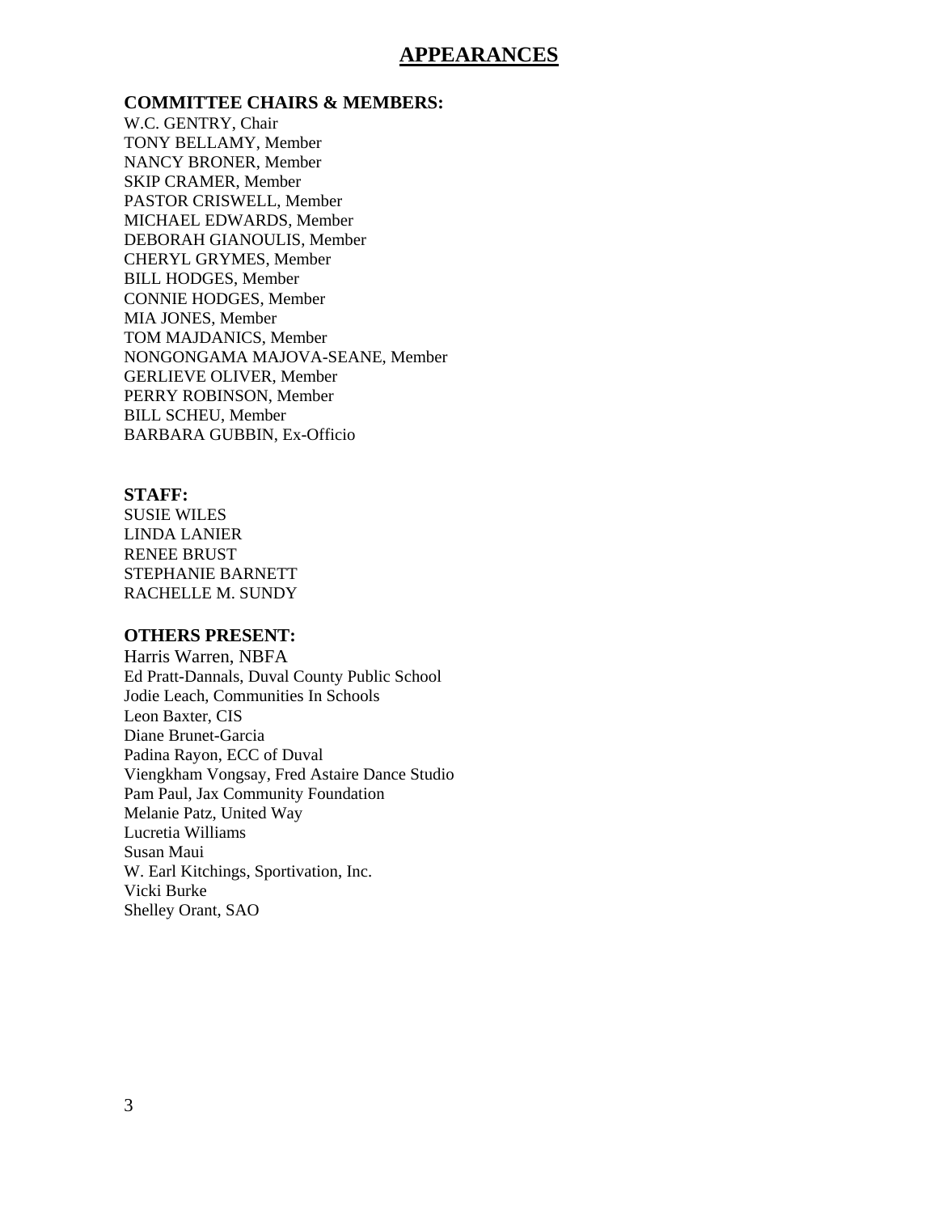# APPEARANCES

**COMMITTEE CHAIRS & MEMBERS:**

W.C. GENTRY, Chair
TONY BELLAMY, Member
NANCY BRONER, Member
SKIP CRAMER, Member
PASTOR CRISWELL, Member
MICHAEL EDWARDS, Member
DEBORAH GIANOULIS, Member
CHERYL GRYMES, Member
BILL HODGES, Member
CONNIE HODGES, Member
MIA JONES, Member
TOM MAJDANICS, Member
NONGONGAMA MAJOVA-SEANE, Member
GERLIEVE OLIVER, Member
PERRY ROBINSON, Member
BILL SCHEU, Member
BARBARA GUBBIN, Ex-Officio

**STAFF:**

SUSIE WILES
LINDA LANIER
RENEE BRUST
STEPHANIE BARNETT
RACHELLE M. SUNDY

**OTHERS PRESENT:**

Harris Warren, NBFA
Ed Pratt-Dannals, Duval County Public School
Jodie Leach, Communities In Schools
Leon Baxter, CIS
Diane Brunet-Garcia
Padina Rayon, ECC of Duval
Viengkham Vongsay, Fred Astaire Dance Studio
Pam Paul, Jax Community Foundation
Melanie Patz, United Way
Lucretia Williams
Susan Maui
W. Earl Kitchings, Sportivation, Inc.
Vicki Burke
Shelley Orant, SAO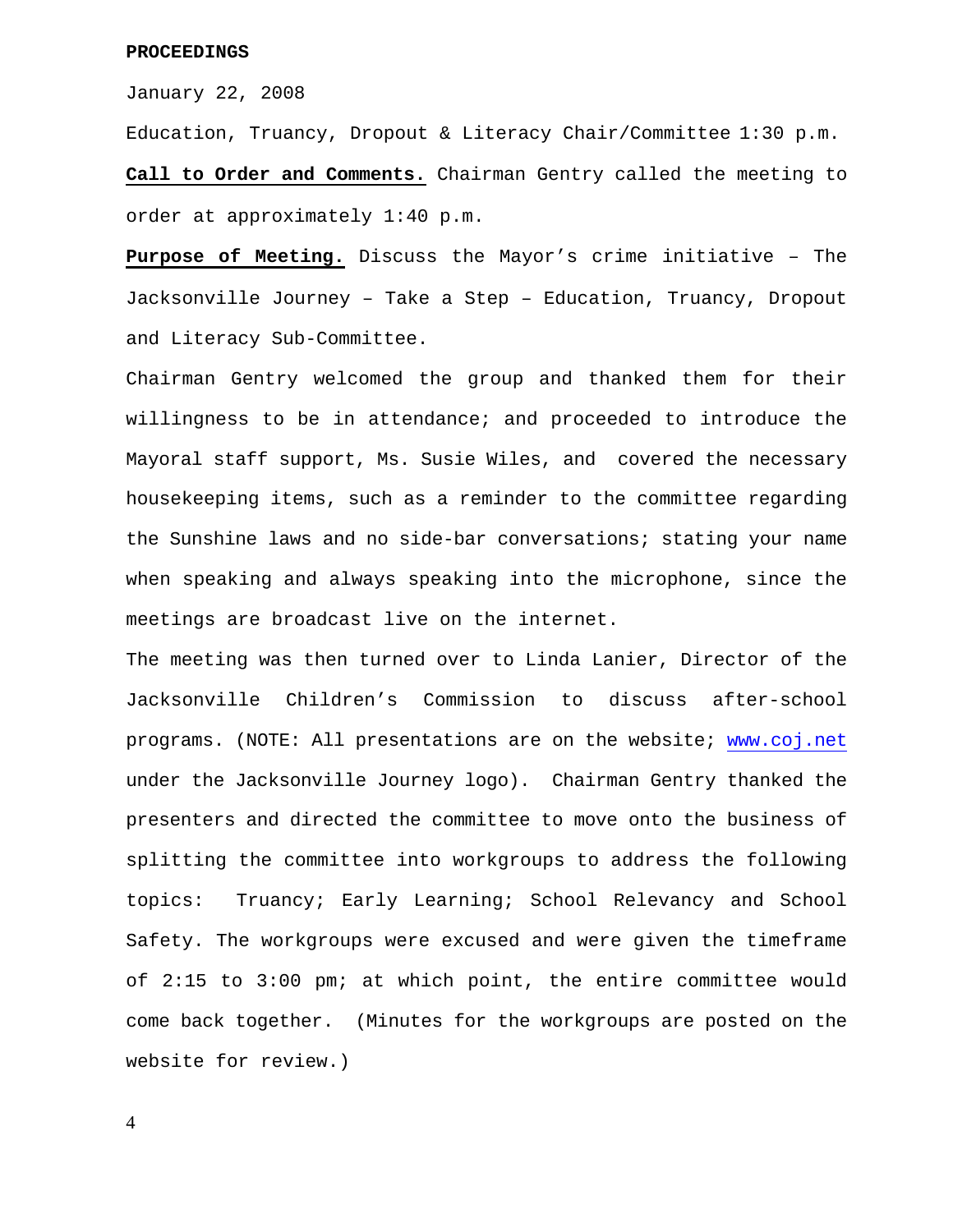**PROCEEDINGS**

January 22, 2008

Education, Truancy, Dropout & Literacy Chair/Committee 1:30 p.m.

**Call to Order and Comments.** Chairman Gentry called the meeting to order at approximately 1:40 p.m.

**Purpose of Meeting.** Discuss the Mayor's crime initiative – The Jacksonville Journey – Take a Step – Education, Truancy, Dropout and Literacy Sub-Committee.

Chairman Gentry welcomed the group and thanked them for their willingness to be in attendance; and proceeded to introduce the Mayoral staff support, Ms. Susie Wiles, and covered the necessary housekeeping items, such as a reminder to the committee regarding the Sunshine laws and no side-bar conversations; stating your name when speaking and always speaking into the microphone, since the meetings are broadcast live on the internet.

The meeting was then turned over to Linda Lanier, Director of the Jacksonville Children's Commission to discuss after-school programs. (NOTE: All presentations are on the website; www.coj.net under the Jacksonville Journey logo). Chairman Gentry thanked the presenters and directed the committee to move onto the business of splitting the committee into workgroups to address the following topics: Truancy; Early Learning; School Relevancy and School Safety. The workgroups were excused and were given the timeframe of 2:15 to 3:00 pm; at which point, the entire committee would come back together. (Minutes for the workgroups are posted on the website for review.)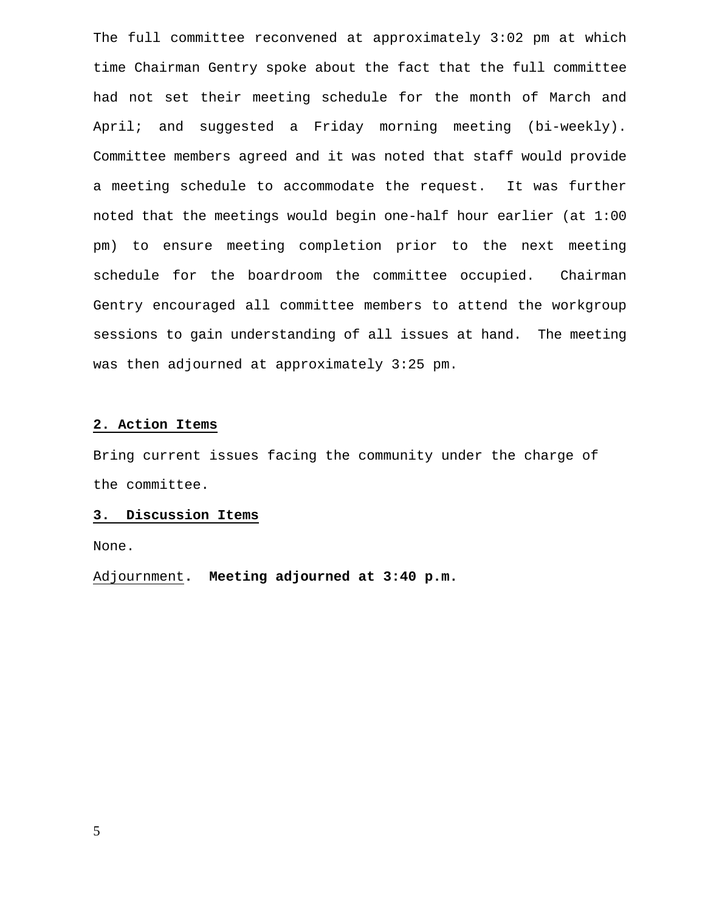The full committee reconvened at approximately 3:02 pm at which time Chairman Gentry spoke about the fact that the full committee had not set their meeting schedule for the month of March and April; and suggested a Friday morning meeting (bi-weekly). Committee members agreed and it was noted that staff would provide a meeting schedule to accommodate the request. It was further noted that the meetings would begin one-half hour earlier (at 1:00 pm) to ensure meeting completion prior to the next meeting schedule for the boardroom the committee occupied. Chairman Gentry encouraged all committee members to attend the workgroup sessions to gain understanding of all issues at hand. The meeting was then adjourned at approximately 3:25 pm.

## 2. Action Items

Bring current issues facing the community under the charge of the committee.

## 3. Discussion Items

None.

Adjournment. **Meeting adjourned at 3:40 p.m.**